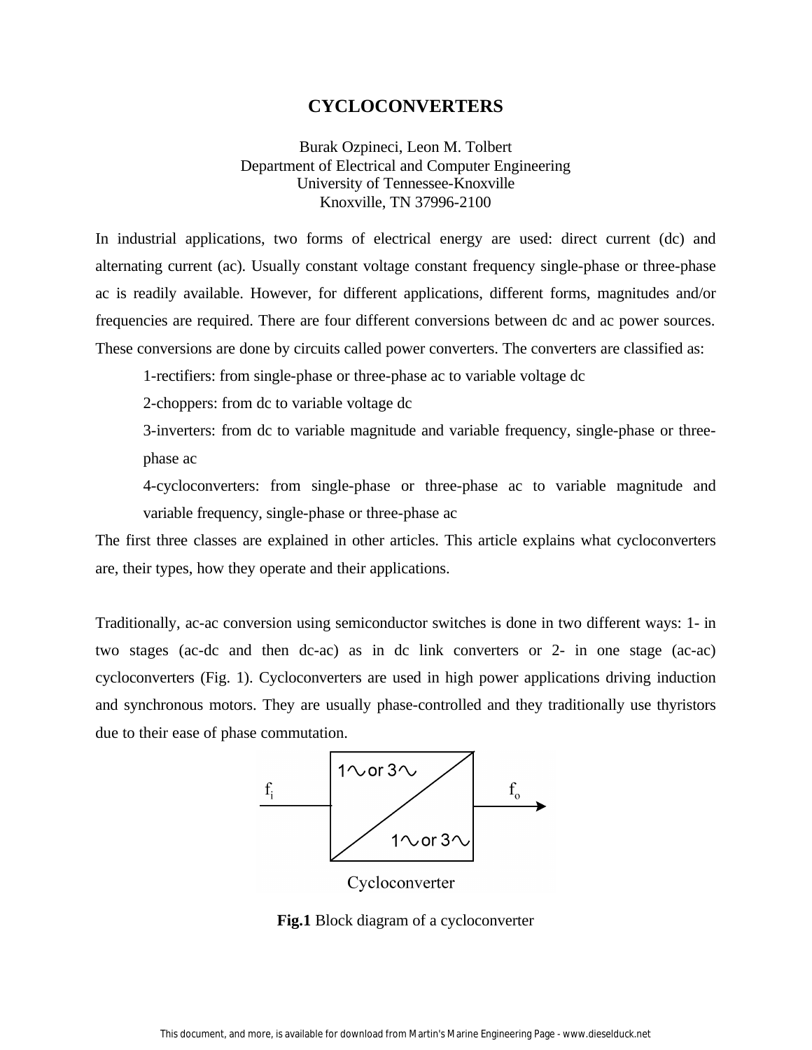# CYCLOCONVERTERS

Burak Ozpineci, Leon M. Tolbert
Department of Electrical and Computer Engineering
University of Tennessee-Knoxville
Knoxville, TN 37996-2100

In industrial applications, two forms of electrical energy are used: direct current (dc) and alternating current (ac). Usually constant voltage constant frequency single-phase or three-phase ac is readily available. However, for different applications, different forms, magnitudes and/or frequencies are required. There are four different conversions between dc and ac power sources. These conversions are done by circuits called power converters. The converters are classified as:

1-rectifiers: from single-phase or three-phase ac to variable voltage dc

2-choppers: from dc to variable voltage dc

3-inverters: from dc to variable magnitude and variable frequency, single-phase or three-phase ac

4-cycloconverters: from single-phase or three-phase ac to variable magnitude and variable frequency, single-phase or three-phase ac

The first three classes are explained in other articles. This article explains what cycloconverters are, their types, how they operate and their applications.

Traditionally, ac-ac conversion using semiconductor switches is done in two different ways: 1- in two stages (ac-dc and then dc-ac) as in dc link converters or 2- in one stage (ac-ac) cycloconverters (Fig. 1). Cycloconverters are used in high power applications driving induction and synchronous motors. They are usually phase-controlled and they traditionally use thyristors due to their ease of phase commutation.

$f_i$ — 1∿ or 3∿ / 1∿ or 3∿ — $f_o$

Cycloconverter

**Fig.1** Block diagram of a cycloconverter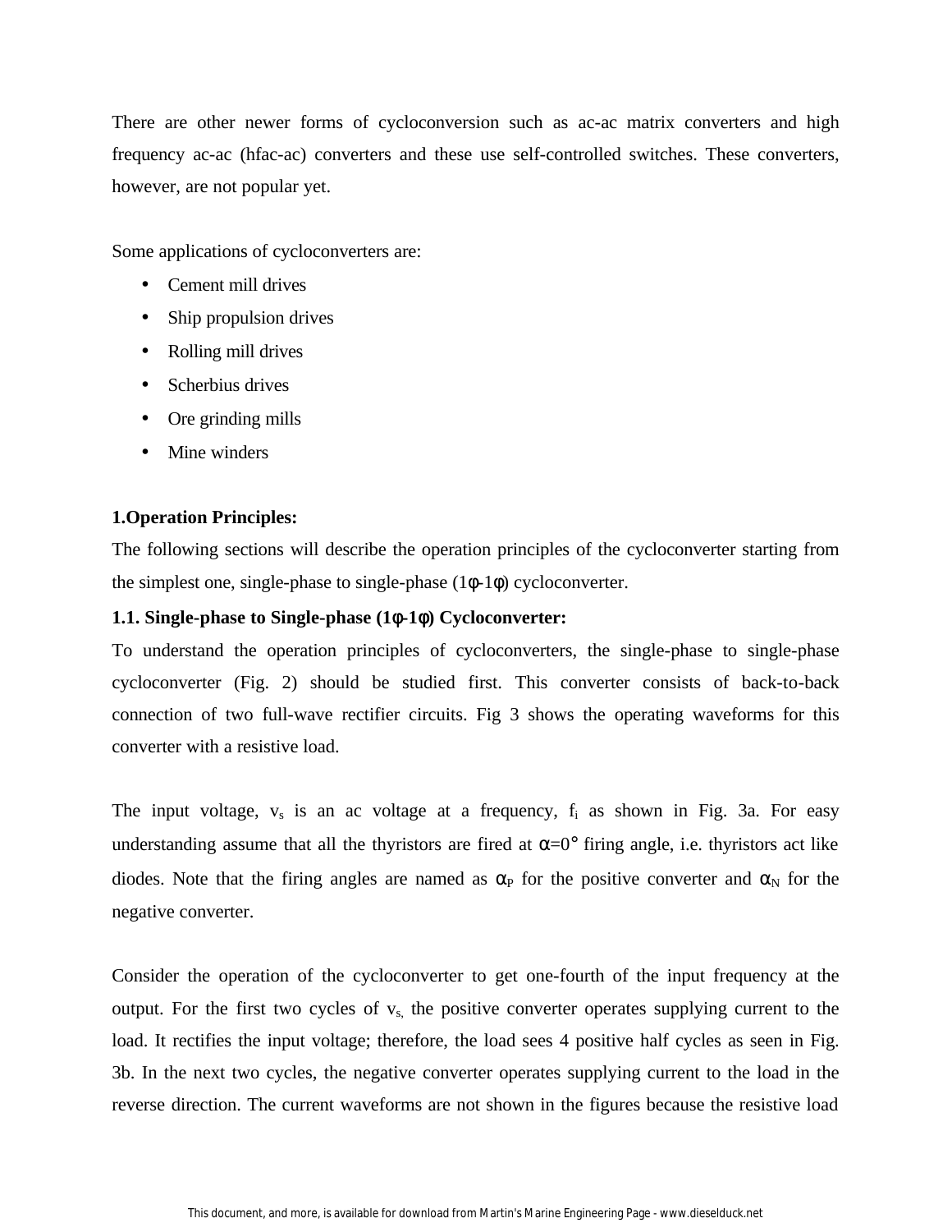There are other newer forms of cycloconversion such as ac-ac matrix converters and high frequency ac-ac (hfac-ac) converters and these use self-controlled switches. These converters, however, are not popular yet.

Some applications of cycloconverters are:

- Cement mill drives
- Ship propulsion drives
- Rolling mill drives
- Scherbius drives
- Ore grinding mills
- Mine winders

## 1.Operation Principles:

The following sections will describe the operation principles of the cycloconverter starting from the simplest one, single-phase to single-phase (1φ-1φ) cycloconverter.

### 1.1. Single-phase to Single-phase (1φ-1φ) Cycloconverter:

To understand the operation principles of cycloconverters, the single-phase to single-phase cycloconverter (Fig. 2) should be studied first. This converter consists of back-to-back connection of two full-wave rectifier circuits. Fig 3 shows the operating waveforms for this converter with a resistive load.

The input voltage, $v_s$ is an ac voltage at a frequency, $f_i$ as shown in Fig. 3a. For easy understanding assume that all the thyristors are fired at $\alpha=0°$ firing angle, i.e. thyristors act like diodes. Note that the firing angles are named as $\alpha_P$ for the positive converter and $\alpha_N$ for the negative converter.

Consider the operation of the cycloconverter to get one-fourth of the input frequency at the output. For the first two cycles of $v_s$, the positive converter operates supplying current to the load. It rectifies the input voltage; therefore, the load sees 4 positive half cycles as seen in Fig. 3b. In the next two cycles, the negative converter operates supplying current to the load in the reverse direction. The current waveforms are not shown in the figures because the resistive load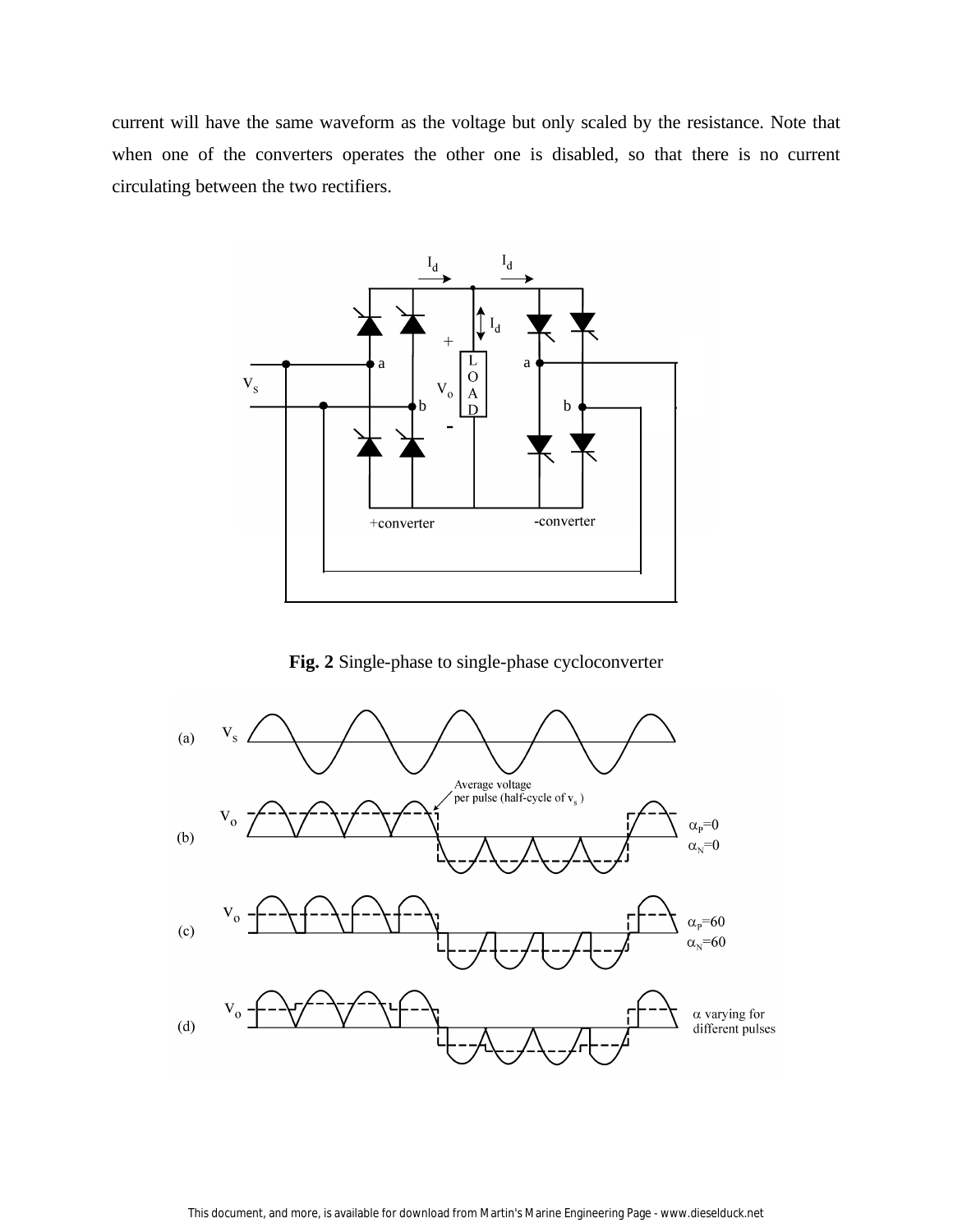current will have the same waveform as the voltage but only scaled by the resistance. Note that when one of the converters operates the other one is disabled, so that there is no current circulating between the two rectifiers.

**Fig. 2** Single-phase to single-phase cycloconverter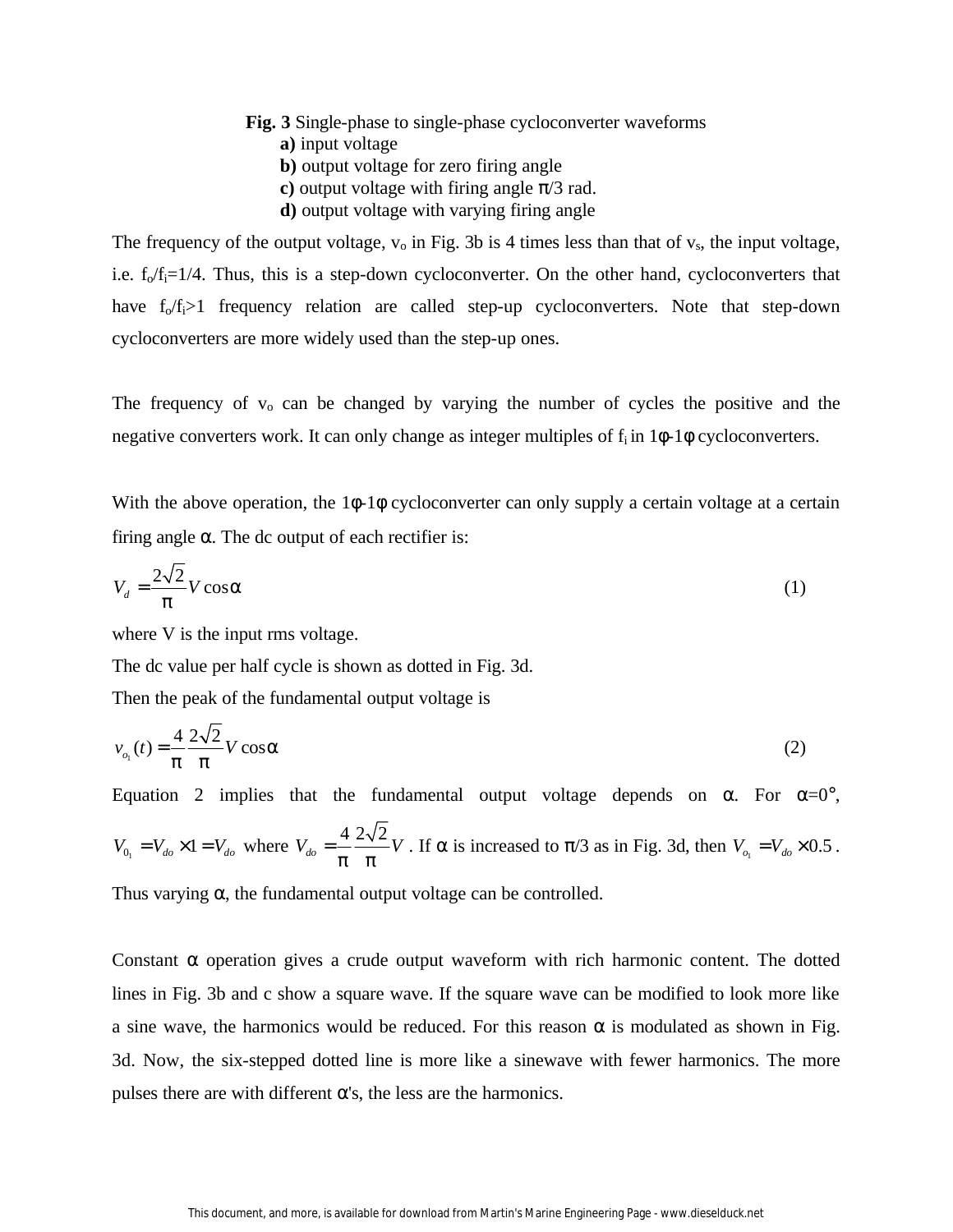**Fig. 3** Single-phase to single-phase cycloconverter waveforms

**a)** input voltage

**b)** output voltage for zero firing angle

**c)** output voltage with firing angle π/3 rad.

**d)** output voltage with varying firing angle

The frequency of the output voltage, $v_o$ in Fig. 3b is 4 times less than that of $v_s$, the input voltage, i.e. $f_o/f_i=1/4$. Thus, this is a step-down cycloconverter. On the other hand, cycloconverters that have $f_o/f_i>1$ frequency relation are called step-up cycloconverters. Note that step-down cycloconverters are more widely used than the step-up ones.

The frequency of $v_o$ can be changed by varying the number of cycles the positive and the negative converters work. It can only change as integer multiples of $f_i$ in 1φ-1φ cycloconverters.

With the above operation, the 1φ-1φ cycloconverter can only supply a certain voltage at a certain firing angle α. The dc output of each rectifier is:

$$V_d = \frac{2\sqrt{2}}{\pi} V \cos\alpha \tag{1}$$

where V is the input rms voltage.

The dc value per half cycle is shown as dotted in Fig. 3d.

Then the peak of the fundamental output voltage is

$$v_{o_1}(t) = \frac{4}{\pi}\frac{2\sqrt{2}}{\pi} V \cos\alpha \tag{2}$$

Equation 2 implies that the fundamental output voltage depends on α. For α=0°, $V_{0_1} = V_{do} \times 1 = V_{do}$ where $V_{do} = \frac{4}{\pi}\frac{2\sqrt{2}}{\pi} V$. If α is increased to π/3 as in Fig. 3d, then $V_{o_1} = V_{do} \times 0.5$. Thus varying α, the fundamental output voltage can be controlled.

Constant α operation gives a crude output waveform with rich harmonic content. The dotted lines in Fig. 3b and c show a square wave. If the square wave can be modified to look more like a sine wave, the harmonics would be reduced. For this reason α is modulated as shown in Fig. 3d. Now, the six-stepped dotted line is more like a sinewave with fewer harmonics. The more pulses there are with different α's, the less are the harmonics.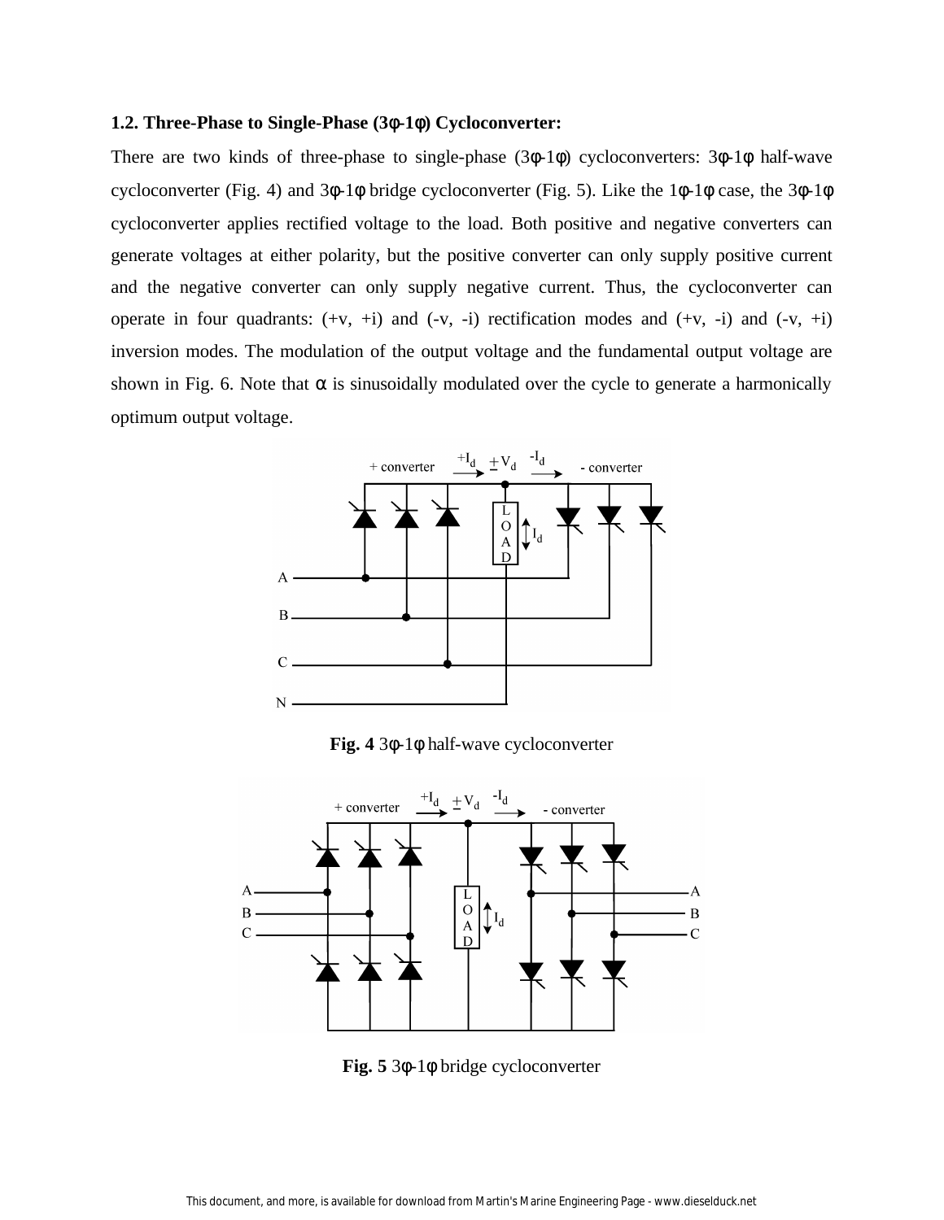### 1.2. Three-Phase to Single-Phase (3φ-1φ) Cycloconverter:

There are two kinds of three-phase to single-phase (3φ-1φ) cycloconverters: 3φ-1φ half-wave cycloconverter (Fig. 4) and 3φ-1φ bridge cycloconverter (Fig. 5). Like the 1φ-1φ case, the 3φ-1φ cycloconverter applies rectified voltage to the load. Both positive and negative converters can generate voltages at either polarity, but the positive converter can only supply positive current and the negative converter can only supply negative current. Thus, the cycloconverter can operate in four quadrants: (+v, +i) and (-v, -i) rectification modes and (+v, -i) and (-v, +i) inversion modes. The modulation of the output voltage and the fundamental output voltage are shown in Fig. 6. Note that α is sinusoidally modulated over the cycle to generate a harmonically optimum output voltage.

**Fig. 4** 3φ-1φ half-wave cycloconverter

**Fig. 5** 3φ-1φ bridge cycloconverter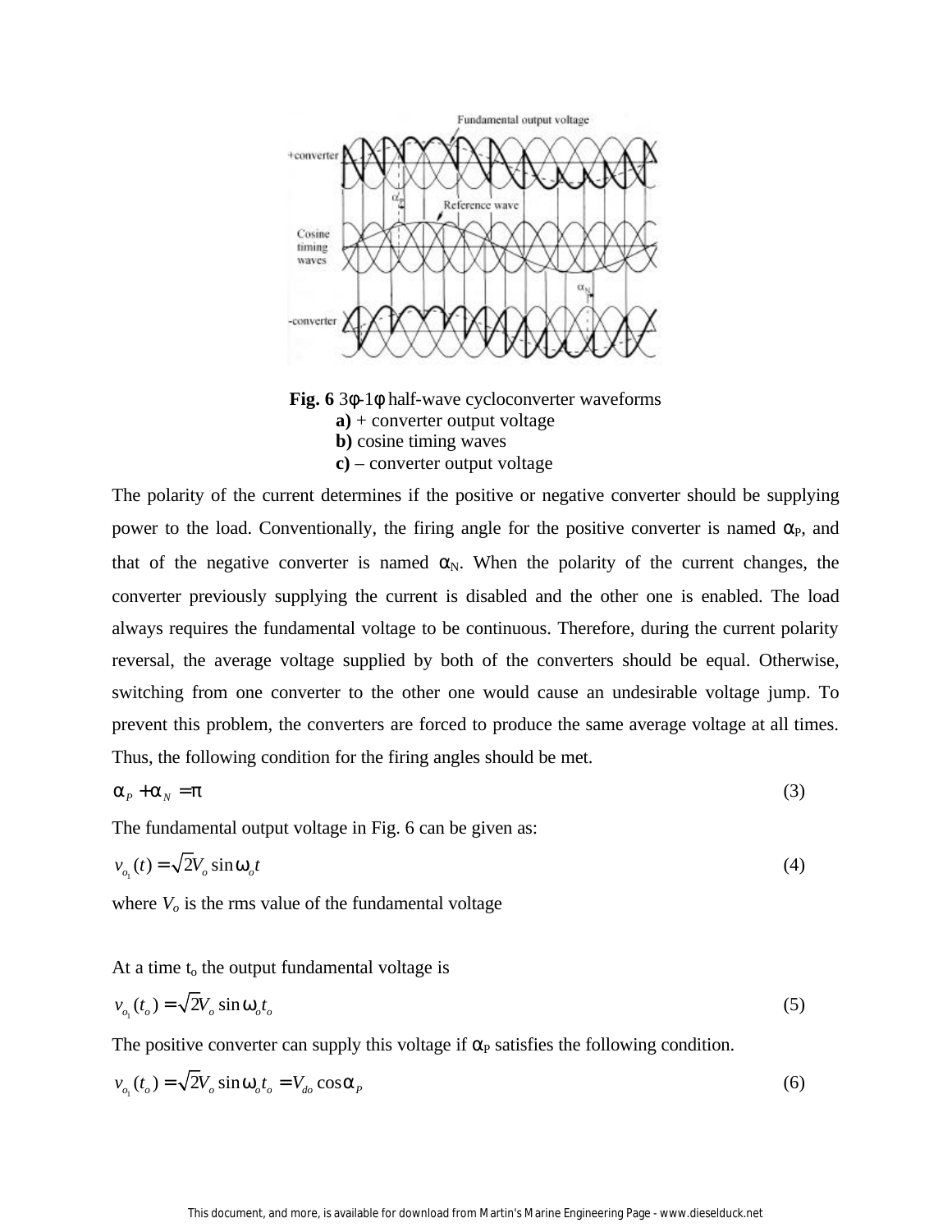**Fig. 6** 3φ-1φ half-wave cycloconverter waveforms
**a)** + converter output voltage
**b)** cosine timing waves
**c)** – converter output voltage

The polarity of the current determines if the positive or negative converter should be supplying power to the load. Conventionally, the firing angle for the positive converter is named $\alpha_P$, and that of the negative converter is named $\alpha_N$. When the polarity of the current changes, the converter previously supplying the current is disabled and the other one is enabled. The load always requires the fundamental voltage to be continuous. Therefore, during the current polarity reversal, the average voltage supplied by both of the converters should be equal. Otherwise, switching from one converter to the other one would cause an undesirable voltage jump. To prevent this problem, the converters are forced to produce the same average voltage at all times. Thus, the following condition for the firing angles should be met.

$$\alpha_P + \alpha_N = \pi \tag{3}$$

The fundamental output voltage in Fig. 6 can be given as:

$$v_{o_1}(t) = \sqrt{2}V_o \sin \omega_o t \tag{4}$$

where $V_o$ is the rms value of the fundamental voltage

At a time $t_o$ the output fundamental voltage is

$$v_{o_1}(t_o) = \sqrt{2}V_o \sin \omega_o t_o \tag{5}$$

The positive converter can supply this voltage if $\alpha_P$ satisfies the following condition.

$$v_{o_1}(t_o) = \sqrt{2}V_o \sin \omega_o t_o = V_{do} \cos \alpha_P \tag{6}$$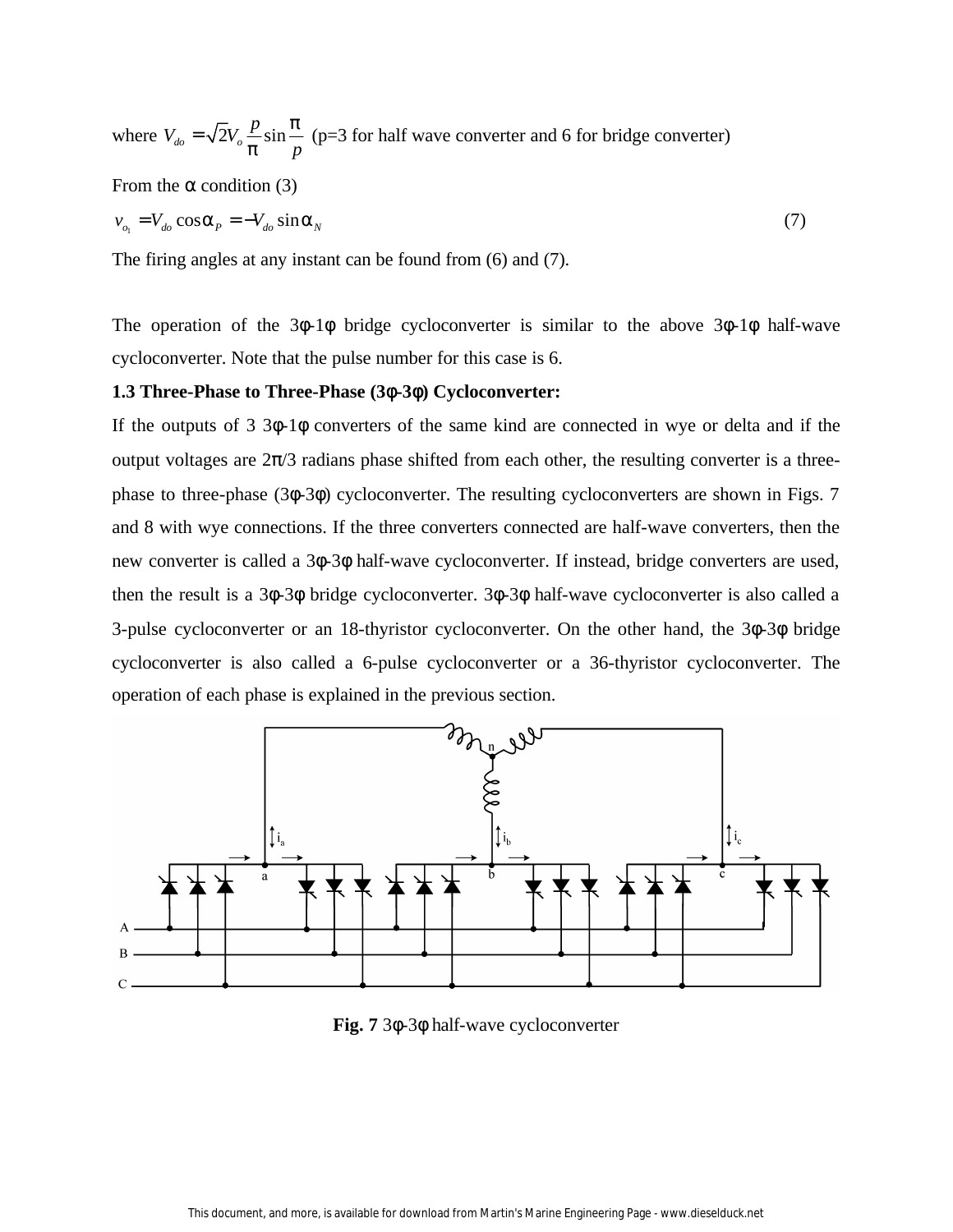where $V_{do} = \sqrt{2} V_o \frac{p}{\pi} \sin\frac{\pi}{p}$ (p=3 for half wave converter and 6 for bridge converter)

From the α condition (3)

$$v_{o_1} = V_{do} \cos\alpha_P = -V_{do} \sin\alpha_N \tag{7}$$

The firing angles at any instant can be found from (6) and (7).

The operation of the 3φ-1φ bridge cycloconverter is similar to the above 3φ-1φ half-wave cycloconverter. Note that the pulse number for this case is 6.

**1.3 Three-Phase to Three-Phase (3φ-3φ) Cycloconverter:**

If the outputs of 3 3φ-1φ converters of the same kind are connected in wye or delta and if the output voltages are 2π/3 radians phase shifted from each other, the resulting converter is a three-phase to three-phase (3φ-3φ) cycloconverter. The resulting cycloconverters are shown in Figs. 7 and 8 with wye connections. If the three converters connected are half-wave converters, then the new converter is called a 3φ-3φ half-wave cycloconverter. If instead, bridge converters are used, then the result is a 3φ-3φ bridge cycloconverter. 3φ-3φ half-wave cycloconverter is also called a 3-pulse cycloconverter or an 18-thyristor cycloconverter. On the other hand, the 3φ-3φ bridge cycloconverter is also called a 6-pulse cycloconverter or a 36-thyristor cycloconverter. The operation of each phase is explained in the previous section.

**Fig. 7** 3φ-3φ half-wave cycloconverter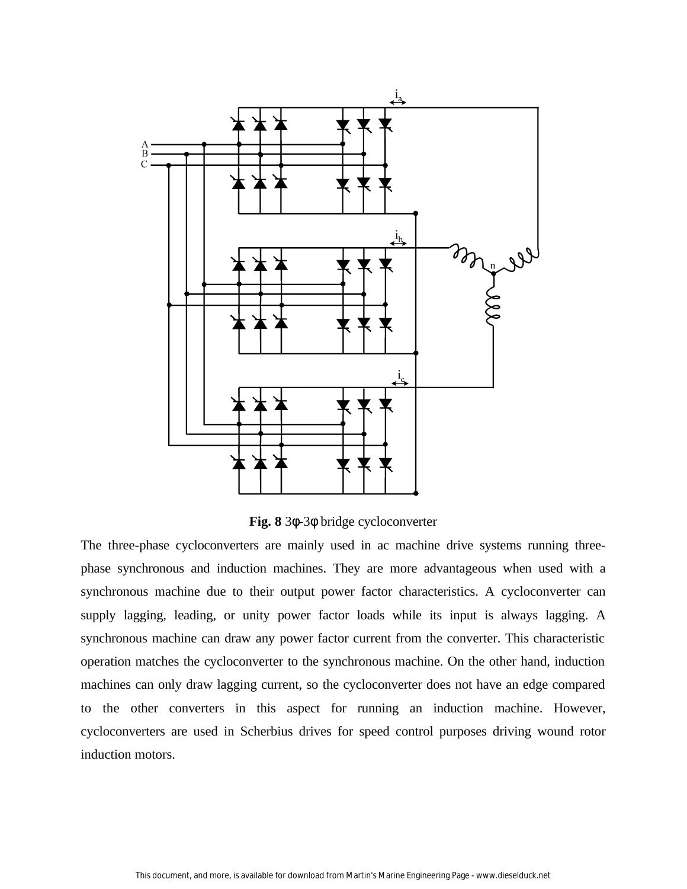**Fig. 8** 3φ-3φ bridge cycloconverter

The three-phase cycloconverters are mainly used in ac machine drive systems running three-phase synchronous and induction machines. They are more advantageous when used with a synchronous machine due to their output power factor characteristics. A cycloconverter can supply lagging, leading, or unity power factor loads while its input is always lagging. A synchronous machine can draw any power factor current from the converter. This characteristic operation matches the cycloconverter to the synchronous machine. On the other hand, induction machines can only draw lagging current, so the cycloconverter does not have an edge compared to the other converters in this aspect for running an induction machine. However, cycloconverters are used in Scherbius drives for speed control purposes driving wound rotor induction motors.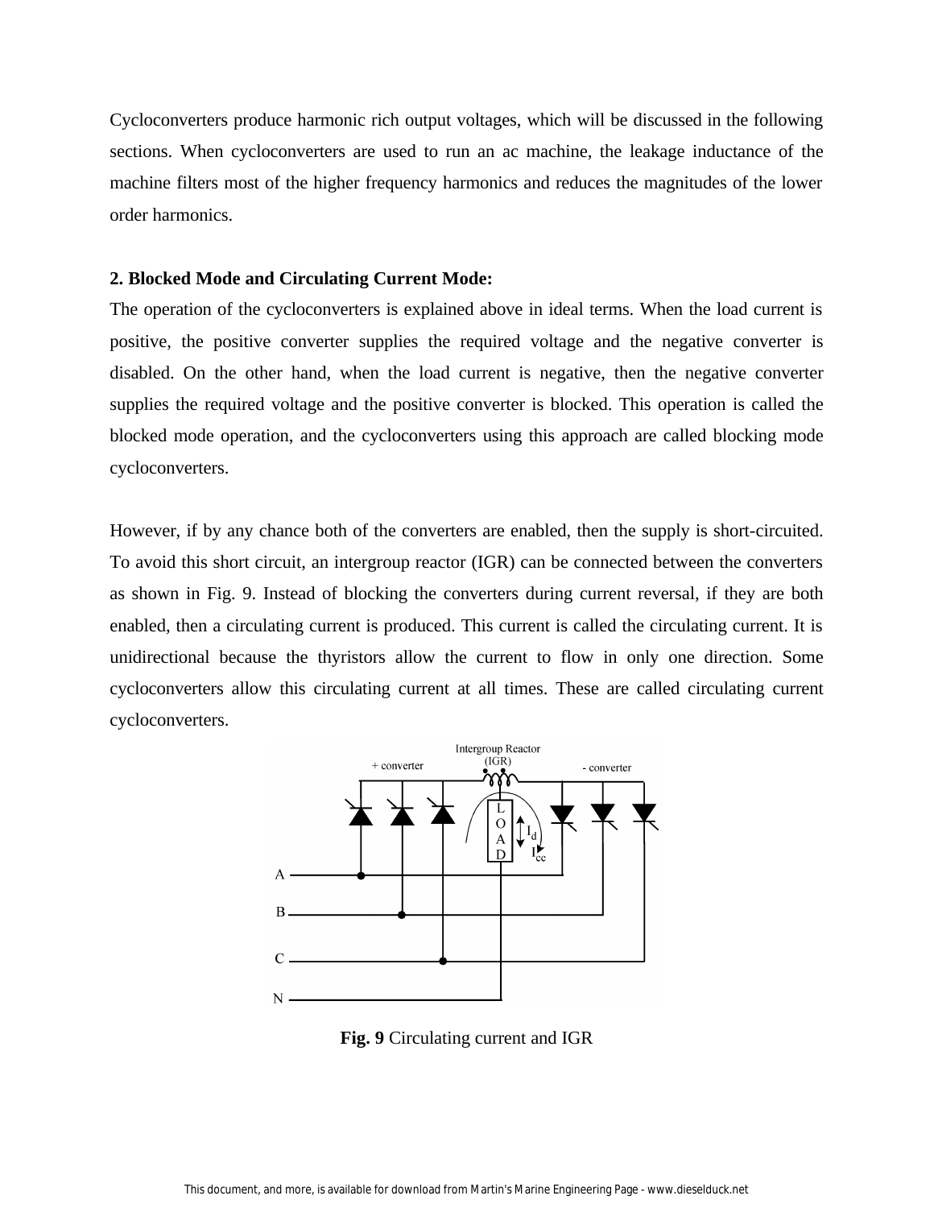Cycloconverters produce harmonic rich output voltages, which will be discussed in the following sections. When cycloconverters are used to run an ac machine, the leakage inductance of the machine filters most of the higher frequency harmonics and reduces the magnitudes of the lower order harmonics.

**2. Blocked Mode and Circulating Current Mode:**

The operation of the cycloconverters is explained above in ideal terms. When the load current is positive, the positive converter supplies the required voltage and the negative converter is disabled. On the other hand, when the load current is negative, then the negative converter supplies the required voltage and the positive converter is blocked. This operation is called the blocked mode operation, and the cycloconverters using this approach are called blocking mode cycloconverters.

However, if by any chance both of the converters are enabled, then the supply is short-circuited. To avoid this short circuit, an intergroup reactor (IGR) can be connected between the converters as shown in Fig. 9. Instead of blocking the converters during current reversal, if they are both enabled, then a circulating current is produced. This current is called the circulating current. It is unidirectional because the thyristors allow the current to flow in only one direction. Some cycloconverters allow this circulating current at all times. These are called circulating current cycloconverters.

**Fig. 9** Circulating current and IGR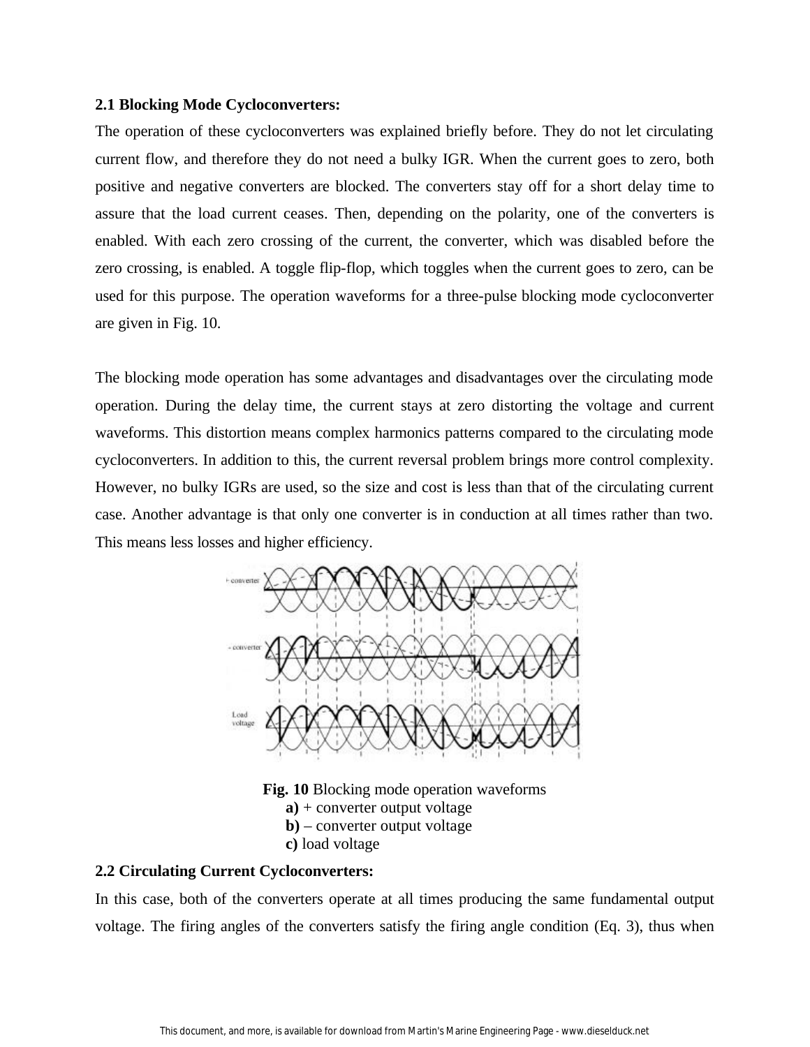**2.1 Blocking Mode Cycloconverters:**

The operation of these cycloconverters was explained briefly before. They do not let circulating current flow, and therefore they do not need a bulky IGR. When the current goes to zero, both positive and negative converters are blocked. The converters stay off for a short delay time to assure that the load current ceases. Then, depending on the polarity, one of the converters is enabled. With each zero crossing of the current, the converter, which was disabled before the zero crossing, is enabled. A toggle flip-flop, which toggles when the current goes to zero, can be used for this purpose. The operation waveforms for a three-pulse blocking mode cycloconverter are given in Fig. 10.

The blocking mode operation has some advantages and disadvantages over the circulating mode operation. During the delay time, the current stays at zero distorting the voltage and current waveforms. This distortion means complex harmonics patterns compared to the circulating mode cycloconverters. In addition to this, the current reversal problem brings more control complexity. However, no bulky IGRs are used, so the size and cost is less than that of the circulating current case. Another advantage is that only one converter is in conduction at all times rather than two. This means less losses and higher efficiency.

**Fig. 10** Blocking mode operation waveforms
**a)** + converter output voltage
**b)** – converter output voltage
**c)** load voltage

**2.2 Circulating Current Cycloconverters:**

In this case, both of the converters operate at all times producing the same fundamental output voltage. The firing angles of the converters satisfy the firing angle condition (Eq. 3), thus when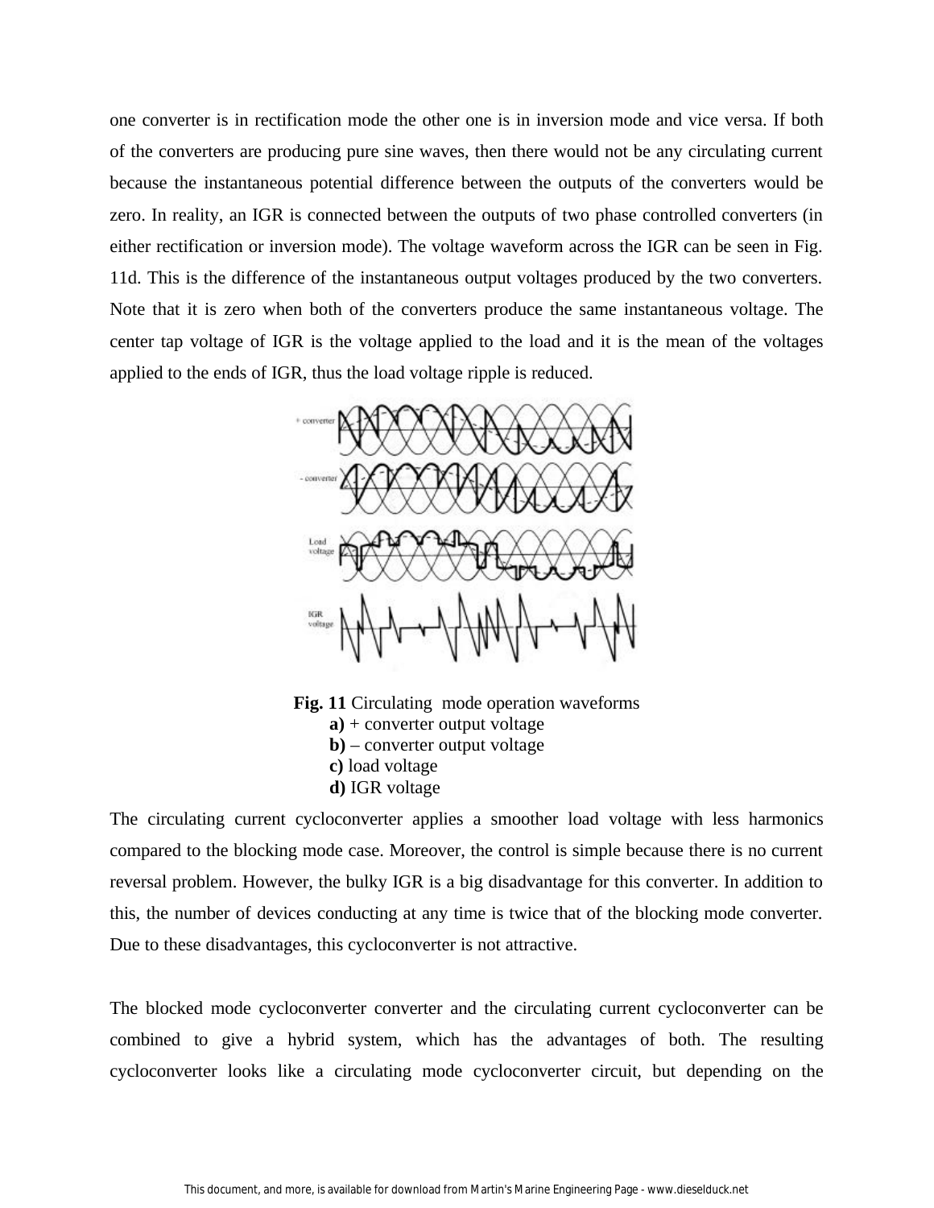one converter is in rectification mode the other one is in inversion mode and vice versa. If both of the converters are producing pure sine waves, then there would not be any circulating current because the instantaneous potential difference between the outputs of the converters would be zero. In reality, an IGR is connected between the outputs of two phase controlled converters (in either rectification or inversion mode). The voltage waveform across the IGR can be seen in Fig. 11d. This is the difference of the instantaneous output voltages produced by the two converters. Note that it is zero when both of the converters produce the same instantaneous voltage. The center tap voltage of IGR is the voltage applied to the load and it is the mean of the voltages applied to the ends of IGR, thus the load voltage ripple is reduced.

**Fig. 11** Circulating mode operation waveforms
**a)** + converter output voltage
**b)** – converter output voltage
**c)** load voltage
**d)** IGR voltage

The circulating current cycloconverter applies a smoother load voltage with less harmonics compared to the blocking mode case. Moreover, the control is simple because there is no current reversal problem. However, the bulky IGR is a big disadvantage for this converter. In addition to this, the number of devices conducting at any time is twice that of the blocking mode converter. Due to these disadvantages, this cycloconverter is not attractive.

The blocked mode cycloconverter converter and the circulating current cycloconverter can be combined to give a hybrid system, which has the advantages of both. The resulting cycloconverter looks like a circulating mode cycloconverter circuit, but depending on the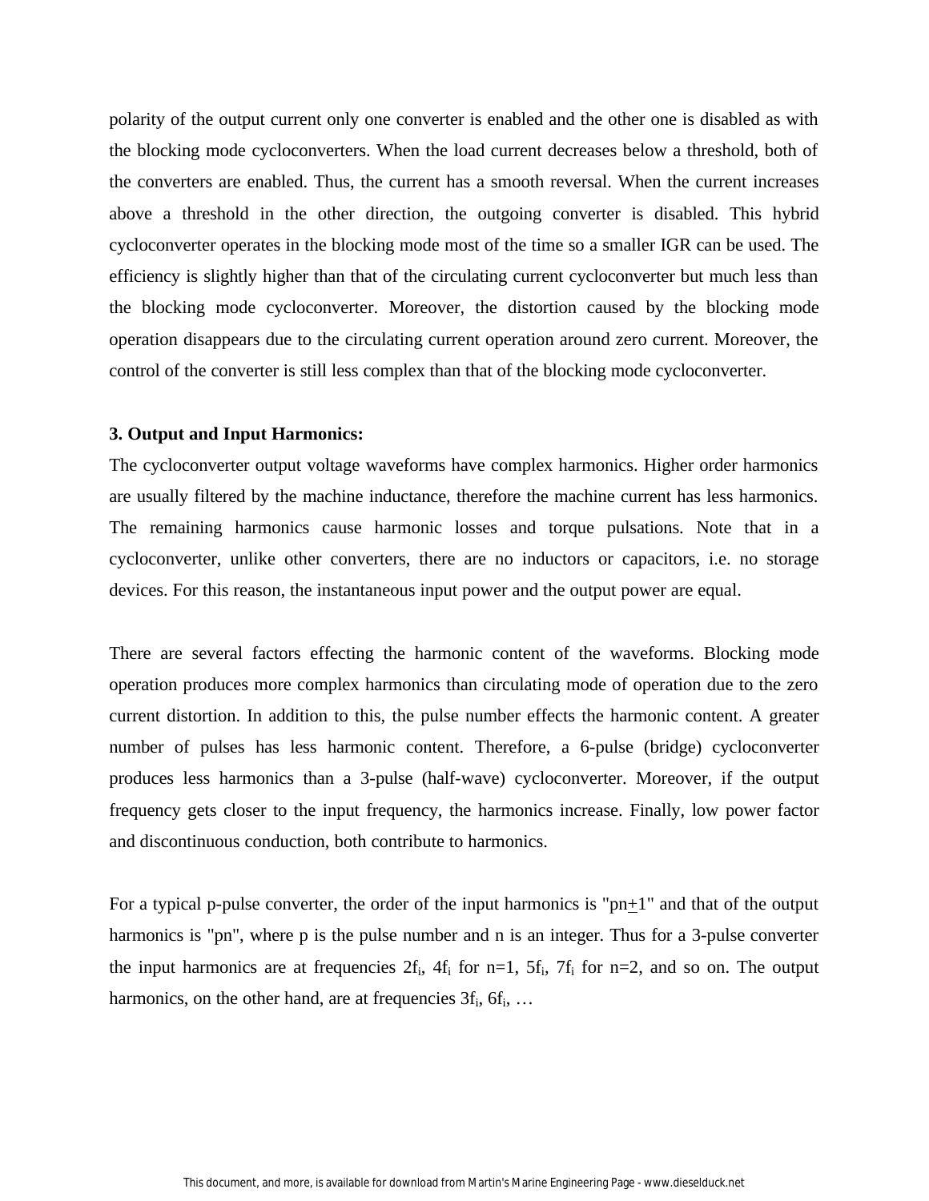polarity of the output current only one converter is enabled and the other one is disabled as with the blocking mode cycloconverters. When the load current decreases below a threshold, both of the converters are enabled. Thus, the current has a smooth reversal. When the current increases above a threshold in the other direction, the outgoing converter is disabled. This hybrid cycloconverter operates in the blocking mode most of the time so a smaller IGR can be used. The efficiency is slightly higher than that of the circulating current cycloconverter but much less than the blocking mode cycloconverter. Moreover, the distortion caused by the blocking mode operation disappears due to the circulating current operation around zero current. Moreover, the control of the converter is still less complex than that of the blocking mode cycloconverter.

**3. Output and Input Harmonics:**

The cycloconverter output voltage waveforms have complex harmonics. Higher order harmonics are usually filtered by the machine inductance, therefore the machine current has less harmonics. The remaining harmonics cause harmonic losses and torque pulsations. Note that in a cycloconverter, unlike other converters, there are no inductors or capacitors, i.e. no storage devices. For this reason, the instantaneous input power and the output power are equal.

There are several factors effecting the harmonic content of the waveforms. Blocking mode operation produces more complex harmonics than circulating mode of operation due to the zero current distortion. In addition to this, the pulse number effects the harmonic content. A greater number of pulses has less harmonic content. Therefore, a 6-pulse (bridge) cycloconverter produces less harmonics than a 3-pulse (half-wave) cycloconverter. Moreover, if the output frequency gets closer to the input frequency, the harmonics increase. Finally, low power factor and discontinuous conduction, both contribute to harmonics.

For a typical p-pulse converter, the order of the input harmonics is "$pn \pm 1$" and that of the output harmonics is "$pn$", where p is the pulse number and n is an integer. Thus for a 3-pulse converter the input harmonics are at frequencies $2f_i$, $4f_i$ for n=1, $5f_i$, $7f_i$ for n=2, and so on. The output harmonics, on the other hand, are at frequencies $3f_i$, $6f_i$, …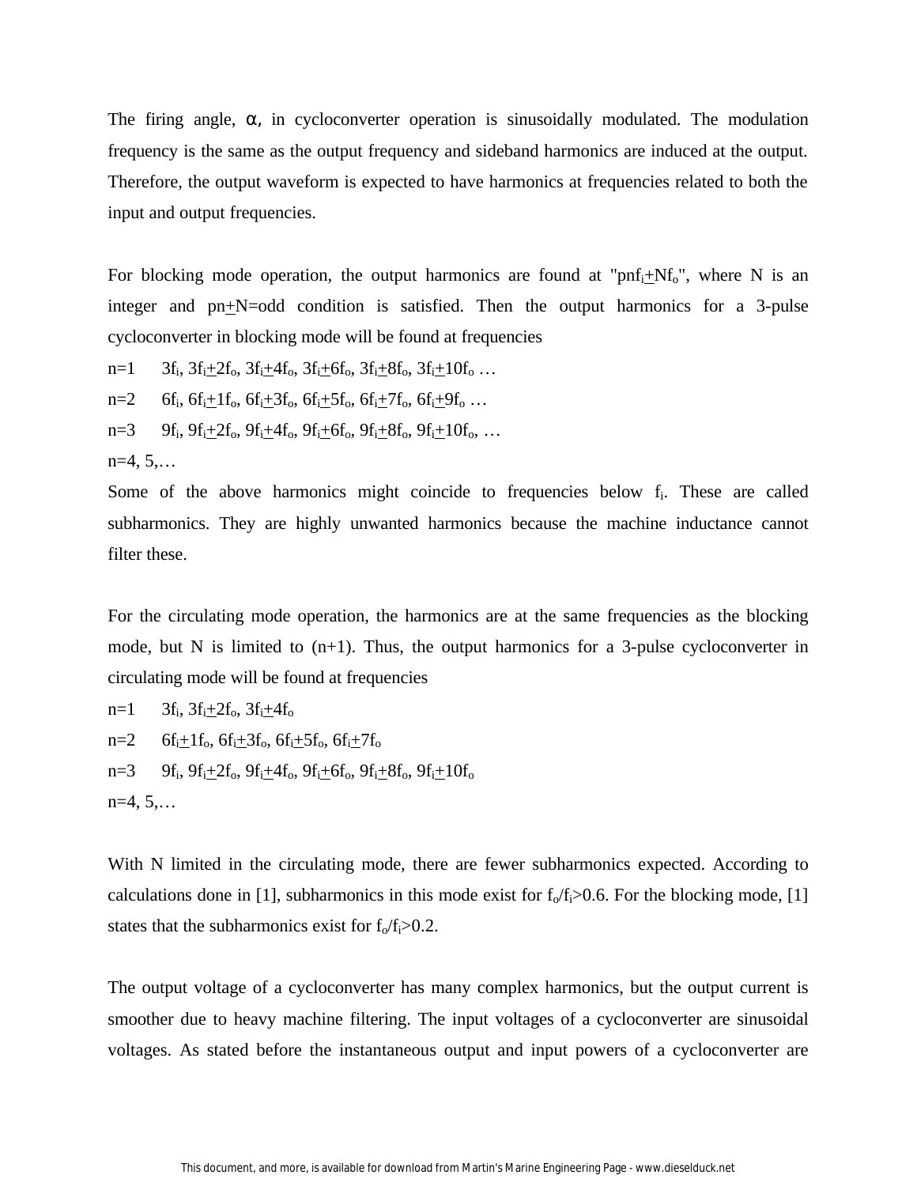The firing angle, α, in cycloconverter operation is sinusoidally modulated. The modulation frequency is the same as the output frequency and sideband harmonics are induced at the output. Therefore, the output waveform is expected to have harmonics at frequencies related to both the input and output frequencies.

For blocking mode operation, the output harmonics are found at "$pnf_i \pm Nf_o$", where N is an integer and $pn \pm N$=odd condition is satisfied. Then the output harmonics for a 3-pulse cycloconverter in blocking mode will be found at frequencies

n=1 $3f_i$, $3f_i \pm 2f_o$, $3f_i \pm 4f_o$, $3f_i \pm 6f_o$, $3f_i \pm 8f_o$, $3f_i \pm 10f_o$ …

n=2 $6f_i$, $6f_i \pm 1f_o$, $6f_i \pm 3f_o$, $6f_i \pm 5f_o$, $6f_i \pm 7f_o$, $6f_i \pm 9f_o$ …

n=3 $9f_i$, $9f_i \pm 2f_o$, $9f_i \pm 4f_o$, $9f_i \pm 6f_o$, $9f_i \pm 8f_o$, $9f_i \pm 10f_o$, …

n=4, 5,…

Some of the above harmonics might coincide to frequencies below $f_i$. These are called subharmonics. They are highly unwanted harmonics because the machine inductance cannot filter these.

For the circulating mode operation, the harmonics are at the same frequencies as the blocking mode, but N is limited to (n+1). Thus, the output harmonics for a 3-pulse cycloconverter in circulating mode will be found at frequencies

n=1 $3f_i$, $3f_i \pm 2f_o$, $3f_i \pm 4f_o$

n=2 $6f_i \pm 1f_o$, $6f_i \pm 3f_o$, $6f_i \pm 5f_o$, $6f_i \pm 7f_o$

n=3 $9f_i$, $9f_i \pm 2f_o$, $9f_i \pm 4f_o$, $9f_i \pm 6f_o$, $9f_i \pm 8f_o$, $9f_i \pm 10f_o$

n=4, 5,…

With N limited in the circulating mode, there are fewer subharmonics expected. According to calculations done in [1], subharmonics in this mode exist for $f_o/f_i > 0.6$. For the blocking mode, [1] states that the subharmonics exist for $f_o/f_i > 0.2$.

The output voltage of a cycloconverter has many complex harmonics, but the output current is smoother due to heavy machine filtering. The input voltages of a cycloconverter are sinusoidal voltages. As stated before the instantaneous output and input powers of a cycloconverter are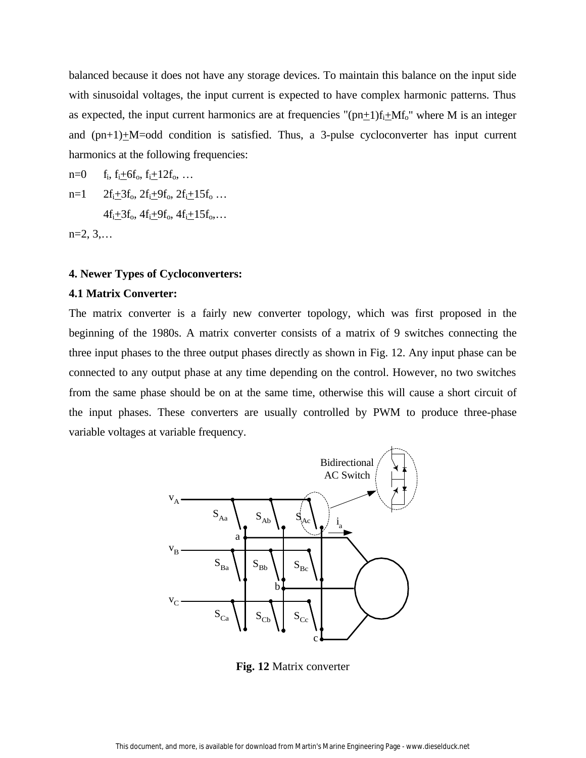balanced because it does not have any storage devices. To maintain this balance on the input side with sinusoidal voltages, the input current is expected to have complex harmonic patterns. Thus as expected, the input current harmonics are at frequencies "$(pn\pm1)f_i \pm Mf_o$" where M is an integer and $(pn+1)\pm M$=odd condition is satisfied. Thus, a 3-pulse cycloconverter has input current harmonics at the following frequencies:

n=0 $f_i$, $f_i \pm 6f_o$, $f_i \pm 12f_o$, …

n=1 $2f_i \pm 3f_o$, $2f_i \pm 9f_o$, $2f_i \pm 15f_o$ …

$4f_i \pm 3f_o$, $4f_i \pm 9f_o$, $4f_i \pm 15f_o$,…

n=2, 3,…

### 4. Newer Types of Cycloconverters:

#### 4.1 Matrix Converter:

The matrix converter is a fairly new converter topology, which was first proposed in the beginning of the 1980s. A matrix converter consists of a matrix of 9 switches connecting the three input phases to the three output phases directly as shown in Fig. 12. Any input phase can be connected to any output phase at any time depending on the control. However, no two switches from the same phase should be on at the same time, otherwise this will cause a short circuit of the input phases. These converters are usually controlled by PWM to produce three-phase variable voltages at variable frequency.

**Fig. 12** Matrix converter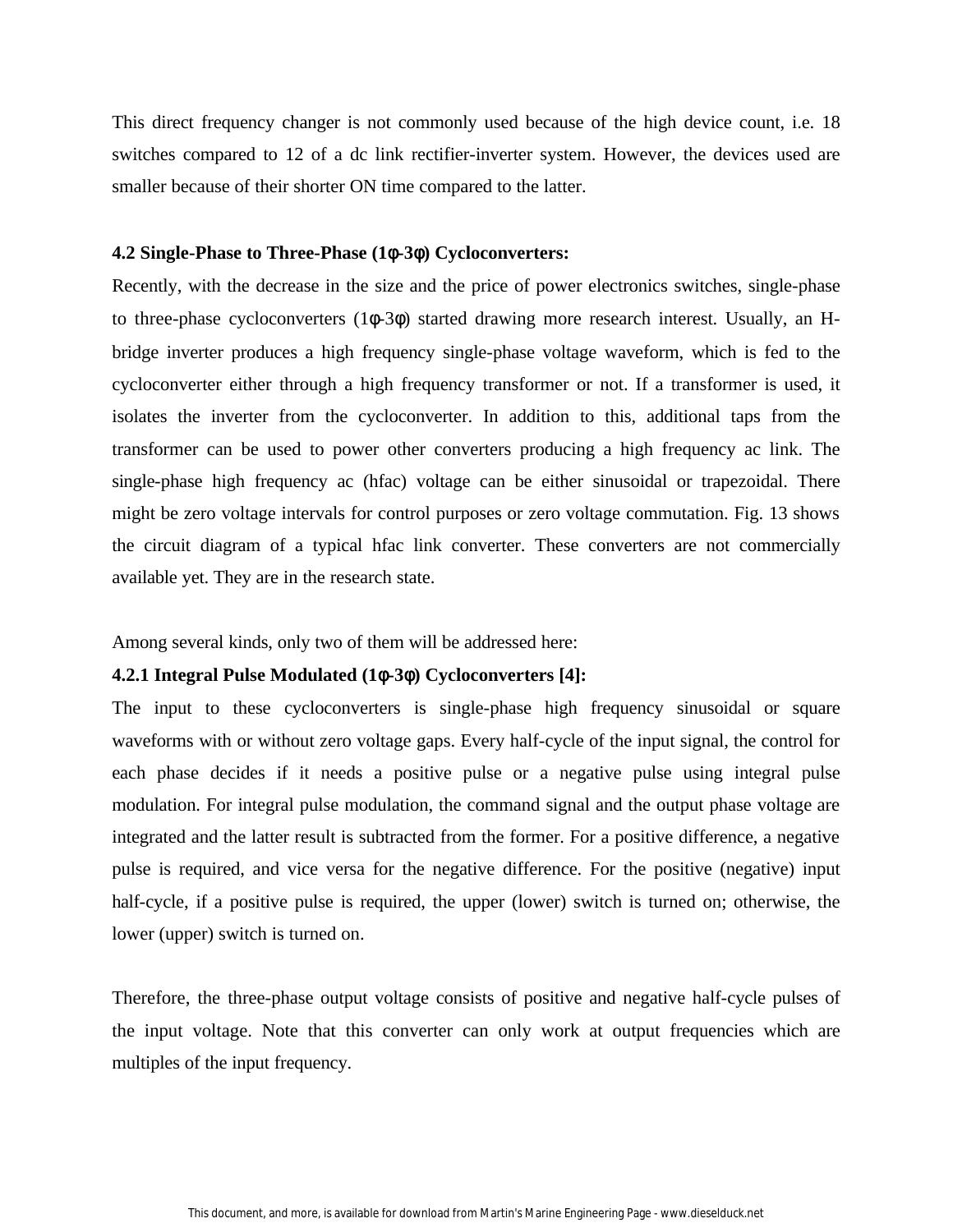This direct frequency changer is not commonly used because of the high device count, i.e. 18 switches compared to 12 of a dc link rectifier-inverter system. However, the devices used are smaller because of their shorter ON time compared to the latter.

### 4.2 Single-Phase to Three-Phase (1φ-3φ) Cycloconverters:

Recently, with the decrease in the size and the price of power electronics switches, single-phase to three-phase cycloconverters (1φ-3φ) started drawing more research interest. Usually, an H-bridge inverter produces a high frequency single-phase voltage waveform, which is fed to the cycloconverter either through a high frequency transformer or not. If a transformer is used, it isolates the inverter from the cycloconverter. In addition to this, additional taps from the transformer can be used to power other converters producing a high frequency ac link. The single-phase high frequency ac (hfac) voltage can be either sinusoidal or trapezoidal. There might be zero voltage intervals for control purposes or zero voltage commutation. Fig. 13 shows the circuit diagram of a typical hfac link converter. These converters are not commercially available yet. They are in the research state.

Among several kinds, only two of them will be addressed here:

#### 4.2.1 Integral Pulse Modulated (1φ-3φ) Cycloconverters [4]:

The input to these cycloconverters is single-phase high frequency sinusoidal or square waveforms with or without zero voltage gaps. Every half-cycle of the input signal, the control for each phase decides if it needs a positive pulse or a negative pulse using integral pulse modulation. For integral pulse modulation, the command signal and the output phase voltage are integrated and the latter result is subtracted from the former. For a positive difference, a negative pulse is required, and vice versa for the negative difference. For the positive (negative) input half-cycle, if a positive pulse is required, the upper (lower) switch is turned on; otherwise, the lower (upper) switch is turned on.

Therefore, the three-phase output voltage consists of positive and negative half-cycle pulses of the input voltage. Note that this converter can only work at output frequencies which are multiples of the input frequency.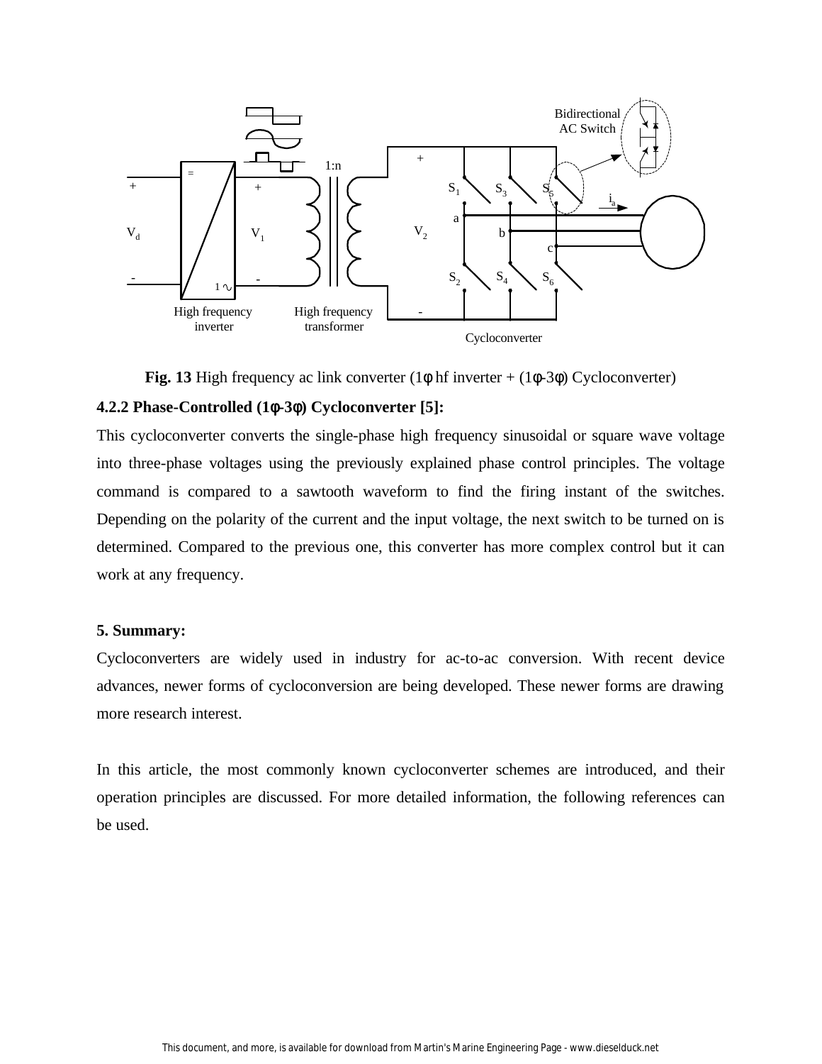**Fig. 13** High frequency ac link converter (1ϕ hf inverter + (1ϕ-3ϕ) Cycloconverter)

### 4.2.2 Phase-Controlled (1ϕ-3ϕ) Cycloconverter [5]:

This cycloconverter converts the single-phase high frequency sinusoidal or square wave voltage into three-phase voltages using the previously explained phase control principles. The voltage command is compared to a sawtooth waveform to find the firing instant of the switches. Depending on the polarity of the current and the input voltage, the next switch to be turned on is determined. Compared to the previous one, this converter has more complex control but it can work at any frequency.

## 5. Summary:

Cycloconverters are widely used in industry for ac-to-ac conversion. With recent device advances, newer forms of cycloconversion are being developed. These newer forms are drawing more research interest.

In this article, the most commonly known cycloconverter schemes are introduced, and their operation principles are discussed. For more detailed information, the following references can be used.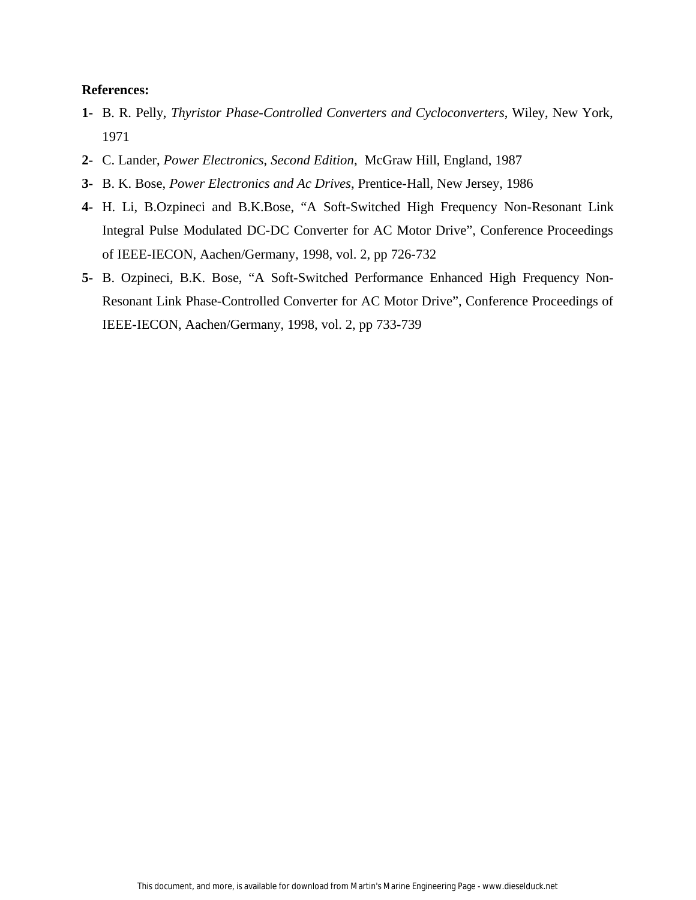**References:**

1- B. R. Pelly, *Thyristor Phase-Controlled Converters and Cycloconverters*, Wiley, New York, 1971

2- C. Lander, *Power Electronics*, *Second Edition*, McGraw Hill, England, 1987

3- B. K. Bose, *Power Electronics and Ac Drives*, Prentice-Hall, New Jersey, 1986

4- H. Li, B.Ozpineci and B.K.Bose, "A Soft-Switched High Frequency Non-Resonant Link Integral Pulse Modulated DC-DC Converter for AC Motor Drive", Conference Proceedings of IEEE-IECON, Aachen/Germany, 1998, vol. 2, pp 726-732

5- B. Ozpineci, B.K. Bose, "A Soft-Switched Performance Enhanced High Frequency Non-Resonant Link Phase-Controlled Converter for AC Motor Drive", Conference Proceedings of IEEE-IECON, Aachen/Germany, 1998, vol. 2, pp 733-739